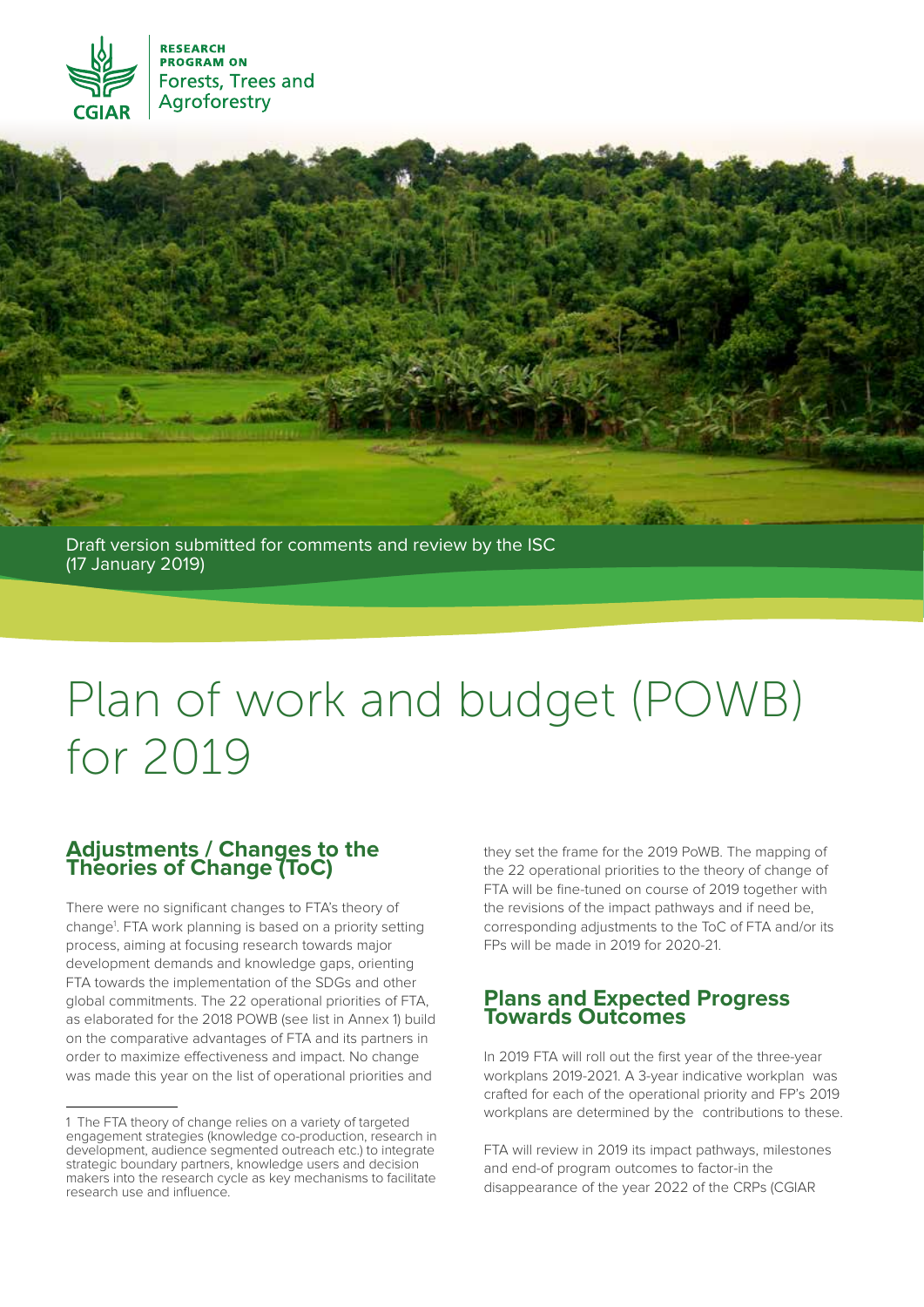RESEARCH PROGRAM ON Forests, Trees and Agroforestry

CGIAR

Draft version submitted for comments and review by the ISC (17 January 2019)

# Plan of work and budget (POWB) for 2019

## Adjustments / Changes to the Theories of Change (ToC)

There were no significant changes to FTA's theory of change[1]. FTA work planning is based on a priority setting process, aiming at focusing research towards major development demands and knowledge gaps, orienting FTA towards the implementation of the SDGs and other global commitments. The 22 operational priorities of FTA, as elaborated for the 2018 POWB (see list in Annex 1) build on the comparative advantages of FTA and its partners in order to maximize effectiveness and impact. No change was made this year on the list of operational priorities and they set the frame for the 2019 PoWB. The mapping of the 22 operational priorities to the theory of change of FTA will be fine-tuned on course of 2019 together with the revisions of the impact pathways and if need be, corresponding adjustments to the ToC of FTA and/or its FPs will be made in 2019 for 2020-21.

## Plans and Expected Progress Towards Outcomes

In 2019 FTA will roll out the first year of the three-year workplans 2019-2021. A 3-year indicative workplan was crafted for each of the operational priority and FP's 2019 workplans are determined by the contributions to these.

FTA will review in 2019 its impact pathways, milestones and end-of program outcomes to factor-in the disappearance of the year 2022 of the CRPs (CGIAR

---

1 The FTA theory of change relies on a variety of targeted engagement strategies (knowledge co-production, research in development, audience segmented outreach etc.) to integrate strategic boundary partners, knowledge users and decision makers into the research cycle as key mechanisms to facilitate research use and influence.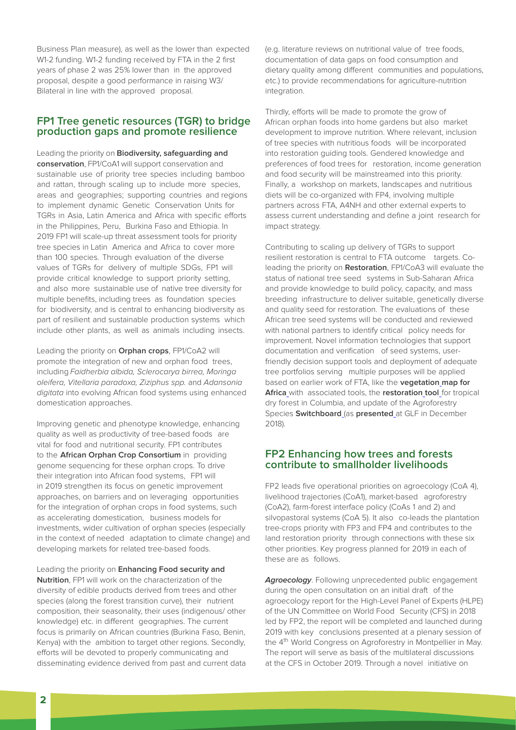Business Plan measure), as well as the lower than expected W1-2 funding. W1-2 funding received by FTA in the 2 first years of phase 2 was 25% lower than in the approved proposal, despite a good performance in raising W3/ Bilateral in line with the approved proposal.

## FP1 Tree genetic resources (TGR) to bridge production gaps and promote resilience

Leading the priority on **Biodiversity, safeguarding and conservation**, FP1/CoA1 will support conservation and sustainable use of priority tree species including bamboo and rattan, through scaling up to include more species, areas and geographies; supporting countries and regions to implement dynamic Genetic Conservation Units for TGRs in Asia, Latin America and Africa with specific efforts in the Philippines, Peru, Burkina Faso and Ethiopia. In 2019 FP1 will scale-up threat assessment tools for priority tree species in Latin America and Africa to cover more than 100 species. Through evaluation of the diverse values of TGRs for delivery of multiple SDGs, FP1 will provide critical knowledge to support priority setting, and also more sustainable use of native tree diversity for multiple benefits, including trees as foundation species for biodiversity, and is central to enhancing biodiversity as part of resilient and sustainable production systems which include other plants, as well as animals including insects.

Leading the priority on **Orphan crops**, FP1/CoA2 will promote the integration of new and orphan food trees, including *Faidherbia albida, Sclerocarya birrea, Moringa oleifera, Vitellaria paradoxa, Ziziphus spp.* and *Adansonia digitata* into evolving African food systems using enhanced domestication approaches.

Improving genetic and phenotype knowledge, enhancing quality as well as productivity of tree-based foods are vital for food and nutritional security. FP1 contributes to the **African Orphan Crop Consortium** in providing genome sequencing for these orphan crops. To drive their integration into African food systems, FP1 will in 2019 strengthen its focus on genetic improvement approaches, on barriers and on leveraging opportunities for the integration of orphan crops in food systems, such as accelerating domestication, business models for investments, wider cultivation of orphan species (especially in the context of needed adaptation to climate change) and developing markets for related tree-based foods.

Leading the priority on **Enhancing Food security and Nutrition**, FP1 will work on the characterization of the diversity of edible products derived from trees and other species (along the forest transition curve), their nutrient composition, their seasonality, their uses (indigenous/ other knowledge) etc. in different geographies. The current focus is primarily on African countries (Burkina Faso, Benin, Kenya) with the ambition to target other regions. Secondly, efforts will be devoted to properly communicating and disseminating evidence derived from past and current data (e.g. literature reviews on nutritional value of tree foods, documentation of data gaps on food consumption and dietary quality among different communities and populations, etc.) to provide recommendations for agriculture-nutrition integration.

Thirdly, efforts will be made to promote the grow of African orphan foods into home gardens but also market development to improve nutrition. Where relevant, inclusion of tree species with nutritious foods will be incorporated into restoration guiding tools. Gendered knowledge and preferences of food trees for restoration, income generation and food security will be mainstreamed into this priority. Finally, a workshop on markets, landscapes and nutritious diets will be co-organized with FP4, involving multiple partners across FTA, A4NH and other external experts to assess current understanding and define a joint research for impact strategy.

Contributing to scaling up delivery of TGRs to support resilient restoration is central to FTA outcome targets. Co-leading the priority on **Restoration**, FP1/CoA3 will evaluate the status of national tree seed systems in Sub-Saharan Africa and provide knowledge to build policy, capacity, and mass breeding infrastructure to deliver suitable, genetically diverse and quality seed for restoration. The evaluations of these African tree seed systems will be conducted and reviewed with national partners to identify critical policy needs for improvement. Novel information technologies that support documentation and verification of seed systems, user-friendly decision support tools and deployment of adequate tree portfolios serving multiple purposes will be applied based on earlier work of FTA, like the **vegetation map for Africa** with associated tools, the **restoration tool** for tropical dry forest in Columbia, and update of the Agroforestry Species **Switchboard** (as **presented** at GLF in December 2018).

## FP2 Enhancing how trees and forests contribute to smallholder livelihoods

FP2 leads five operational priorities on agroecology (CoA 4), livelihood trajectories (CoA1), market-based agroforestry (CoA2), farm-forest interface policy (CoAs 1 and 2) and silvopastoral systems (CoA 5). It also co-leads the plantation tree-crops priority with FP3 and FP4 and contributes to the land restoration priority through connections with these six other priorities. Key progress planned for 2019 in each of these are as follows.

***Agroecology***. Following unprecedented public engagement during the open consultation on an initial draft of the agroecology report for the High-Level Panel of Experts (HLPE) of the UN Committee on World Food Security (CFS) in 2018 led by FP2, the report will be completed and launched during 2019 with key conclusions presented at a plenary session of the 4th World Congress on Agroforestry in Montpellier in May. The report will serve as basis of the multilateral discussions at the CFS in October 2019. Through a novel initiative on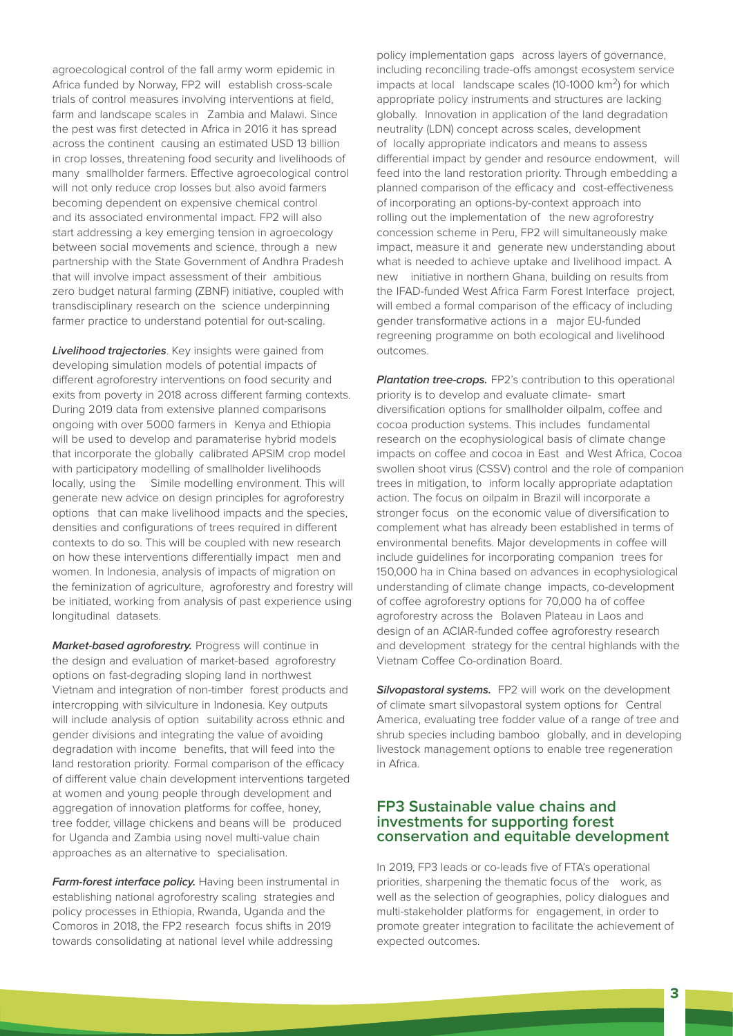agroecological control of the fall army worm epidemic in Africa funded by Norway, FP2 will establish cross-scale trials of control measures involving interventions at field, farm and landscape scales in Zambia and Malawi. Since the pest was first detected in Africa in 2016 it has spread across the continent causing an estimated USD 13 billion in crop losses, threatening food security and livelihoods of many smallholder farmers. Effective agroecological control will not only reduce crop losses but also avoid farmers becoming dependent on expensive chemical control and its associated environmental impact. FP2 will also start addressing a key emerging tension in agroecology between social movements and science, through a new partnership with the State Government of Andhra Pradesh that will involve impact assessment of their ambitious zero budget natural farming (ZBNF) initiative, coupled with transdisciplinary research on the science underpinning farmer practice to understand potential for out-scaling.

***Livelihood trajectories***. Key insights were gained from developing simulation models of potential impacts of different agroforestry interventions on food security and exits from poverty in 2018 across different farming contexts. During 2019 data from extensive planned comparisons ongoing with over 5000 farmers in Kenya and Ethiopia will be used to develop and paramaterise hybrid models that incorporate the globally calibrated APSIM crop model with participatory modelling of smallholder livelihoods locally, using the Simile modelling environment. This will generate new advice on design principles for agroforestry options that can make livelihood impacts and the species, densities and configurations of trees required in different contexts to do so. This will be coupled with new research on how these interventions differentially impact men and women. In Indonesia, analysis of impacts of migration on the feminization of agriculture, agroforestry and forestry will be initiated, working from analysis of past experience using longitudinal datasets.

***Market-based agroforestry.*** Progress will continue in the design and evaluation of market-based agroforestry options on fast-degrading sloping land in northwest Vietnam and integration of non-timber forest products and intercropping with silviculture in Indonesia. Key outputs will include analysis of option suitability across ethnic and gender divisions and integrating the value of avoiding degradation with income benefits, that will feed into the land restoration priority. Formal comparison of the efficacy of different value chain development interventions targeted at women and young people through development and aggregation of innovation platforms for coffee, honey, tree fodder, village chickens and beans will be produced for Uganda and Zambia using novel multi-value chain approaches as an alternative to specialisation.

***Farm-forest interface policy.*** Having been instrumental in establishing national agroforestry scaling strategies and policy processes in Ethiopia, Rwanda, Uganda and the Comoros in 2018, the FP2 research focus shifts in 2019 towards consolidating at national level while addressing policy implementation gaps across layers of governance, including reconciling trade-offs amongst ecosystem service impacts at local landscape scales (10-1000 km$^2$) for which appropriate policy instruments and structures are lacking globally. Innovation in application of the land degradation neutrality (LDN) concept across scales, development of locally appropriate indicators and means to assess differential impact by gender and resource endowment, will feed into the land restoration priority. Through embedding a planned comparison of the efficacy and cost-effectiveness of incorporating an options-by-context approach into rolling out the implementation of the new agroforestry concession scheme in Peru, FP2 will simultaneously make impact, measure it and generate new understanding about what is needed to achieve uptake and livelihood impact. A new initiative in northern Ghana, building on results from the IFAD-funded West Africa Farm Forest Interface project, will embed a formal comparison of the efficacy of including gender transformative actions in a major EU-funded regreening programme on both ecological and livelihood outcomes.

***Plantation tree-crops.*** FP2's contribution to this operational priority is to develop and evaluate climate- smart diversification options for smallholder oilpalm, coffee and cocoa production systems. This includes fundamental research on the ecophysiological basis of climate change impacts on coffee and cocoa in East and West Africa, Cocoa swollen shoot virus (CSSV) control and the role of companion trees in mitigation, to inform locally appropriate adaptation action. The focus on oilpalm in Brazil will incorporate a stronger focus on the economic value of diversification to complement what has already been established in terms of environmental benefits. Major developments in coffee will include guidelines for incorporating companion trees for 150,000 ha in China based on advances in ecophysiological understanding of climate change impacts, co-development of coffee agroforestry options for 70,000 ha of coffee agroforestry across the Bolaven Plateau in Laos and design of an ACIAR-funded coffee agroforestry research and development strategy for the central highlands with the Vietnam Coffee Co-ordination Board.

***Silvopastoral systems.*** FP2 will work on the development of climate smart silvopastoral system options for Central America, evaluating tree fodder value of a range of tree and shrub species including bamboo globally, and in developing livestock management options to enable tree regeneration in Africa.

## FP3 Sustainable value chains and investments for supporting forest conservation and equitable development

In 2019, FP3 leads or co-leads five of FTA's operational priorities, sharpening the thematic focus of the work, as well as the selection of geographies, policy dialogues and multi-stakeholder platforms for engagement, in order to promote greater integration to facilitate the achievement of expected outcomes.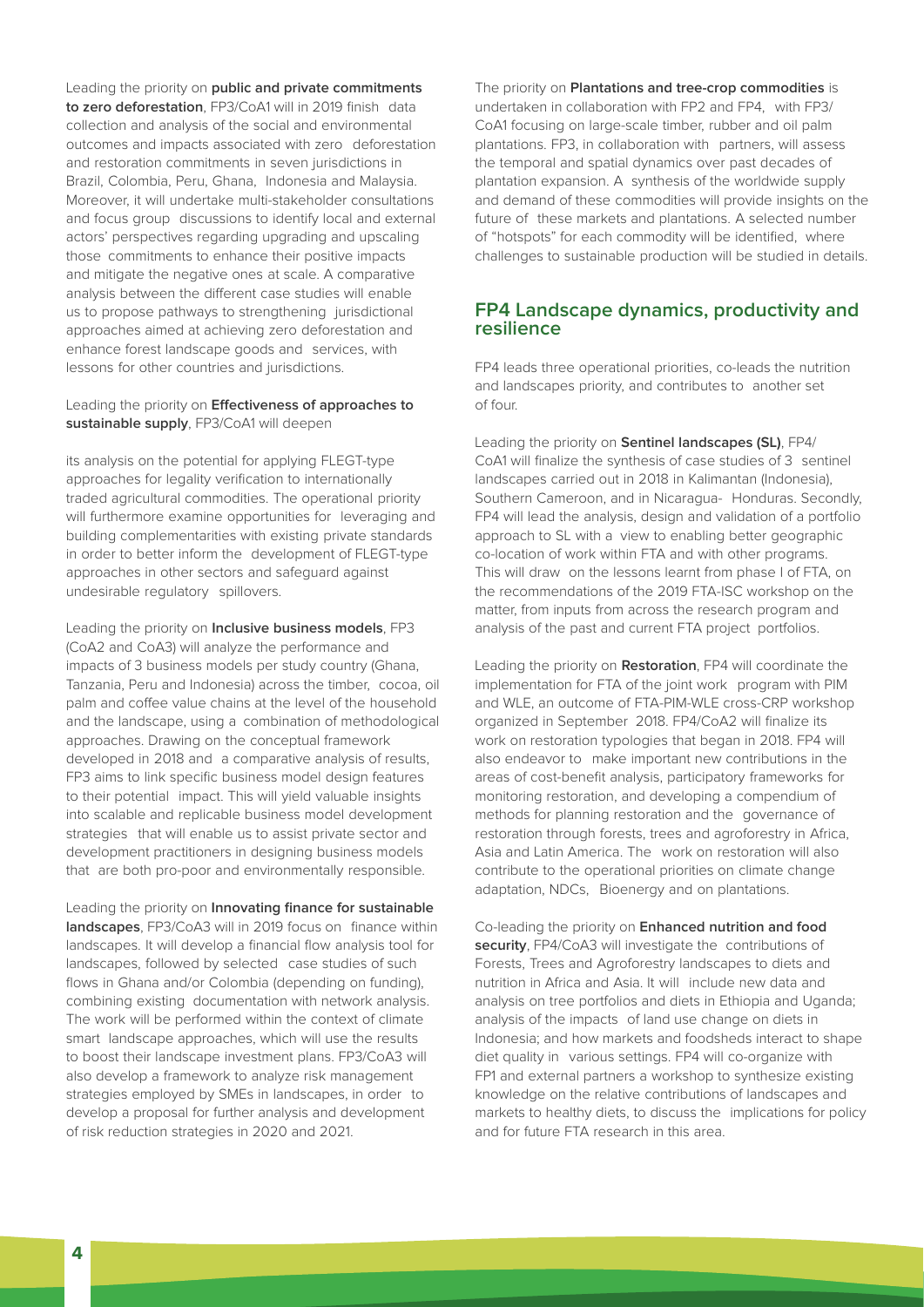Leading the priority on **public and private commitments to zero deforestation**, FP3/CoA1 will in 2019 finish data collection and analysis of the social and environmental outcomes and impacts associated with zero deforestation and restoration commitments in seven jurisdictions in Brazil, Colombia, Peru, Ghana, Indonesia and Malaysia. Moreover, it will undertake multi-stakeholder consultations and focus group discussions to identify local and external actors' perspectives regarding upgrading and upscaling those commitments to enhance their positive impacts and mitigate the negative ones at scale. A comparative analysis between the different case studies will enable us to propose pathways to strengthening jurisdictional approaches aimed at achieving zero deforestation and enhance forest landscape goods and services, with lessons for other countries and jurisdictions.

Leading the priority on **Effectiveness of approaches to sustainable supply**, FP3/CoA1 will deepen

its analysis on the potential for applying FLEGT-type approaches for legality verification to internationally traded agricultural commodities. The operational priority will furthermore examine opportunities for leveraging and building complementarities with existing private standards in order to better inform the development of FLEGT-type approaches in other sectors and safeguard against undesirable regulatory spillovers.

Leading the priority on **Inclusive business models**, FP3 (CoA2 and CoA3) will analyze the performance and impacts of 3 business models per study country (Ghana, Tanzania, Peru and Indonesia) across the timber, cocoa, oil palm and coffee value chains at the level of the household and the landscape, using a combination of methodological approaches. Drawing on the conceptual framework developed in 2018 and a comparative analysis of results, FP3 aims to link specific business model design features to their potential impact. This will yield valuable insights into scalable and replicable business model development strategies that will enable us to assist private sector and development practitioners in designing business models that are both pro-poor and environmentally responsible.

Leading the priority on **Innovating finance for sustainable landscapes**, FP3/CoA3 will in 2019 focus on finance within landscapes. It will develop a financial flow analysis tool for landscapes, followed by selected case studies of such flows in Ghana and/or Colombia (depending on funding), combining existing documentation with network analysis. The work will be performed within the context of climate smart landscape approaches, which will use the results to boost their landscape investment plans. FP3/CoA3 will also develop a framework to analyze risk management strategies employed by SMEs in landscapes, in order to develop a proposal for further analysis and development of risk reduction strategies in 2020 and 2021.

The priority on **Plantations and tree-crop commodities** is undertaken in collaboration with FP2 and FP4, with FP3/CoA1 focusing on large-scale timber, rubber and oil palm plantations. FP3, in collaboration with partners, will assess the temporal and spatial dynamics over past decades of plantation expansion. A synthesis of the worldwide supply and demand of these commodities will provide insights on the future of these markets and plantations. A selected number of "hotspots" for each commodity will be identified, where challenges to sustainable production will be studied in details.

## FP4 Landscape dynamics, productivity and resilience

FP4 leads three operational priorities, co-leads the nutrition and landscapes priority, and contributes to another set of four.

Leading the priority on **Sentinel landscapes (SL)**, FP4/CoA1 will finalize the synthesis of case studies of 3 sentinel landscapes carried out in 2018 in Kalimantan (Indonesia), Southern Cameroon, and in Nicaragua- Honduras. Secondly, FP4 will lead the analysis, design and validation of a portfolio approach to SL with a view to enabling better geographic co-location of work within FTA and with other programs. This will draw on the lessons learnt from phase I of FTA, on the recommendations of the 2019 FTA-ISC workshop on the matter, from inputs from across the research program and analysis of the past and current FTA project portfolios.

Leading the priority on **Restoration**, FP4 will coordinate the implementation for FTA of the joint work program with PIM and WLE, an outcome of FTA-PIM-WLE cross-CRP workshop organized in September 2018. FP4/CoA2 will finalize its work on restoration typologies that began in 2018. FP4 will also endeavor to make important new contributions in the areas of cost-benefit analysis, participatory frameworks for monitoring restoration, and developing a compendium of methods for planning restoration and the governance of restoration through forests, trees and agroforestry in Africa, Asia and Latin America. The work on restoration will also contribute to the operational priorities on climate change adaptation, NDCs, Bioenergy and on plantations.

Co-leading the priority on **Enhanced nutrition and food security**, FP4/CoA3 will investigate the contributions of Forests, Trees and Agroforestry landscapes to diets and nutrition in Africa and Asia. It will include new data and analysis on tree portfolios and diets in Ethiopia and Uganda; analysis of the impacts of land use change on diets in Indonesia; and how markets and foodsheds interact to shape diet quality in various settings. FP4 will co-organize with FP1 and external partners a workshop to synthesize existing knowledge on the relative contributions of landscapes and markets to healthy diets, to discuss the implications for policy and for future FTA research in this area.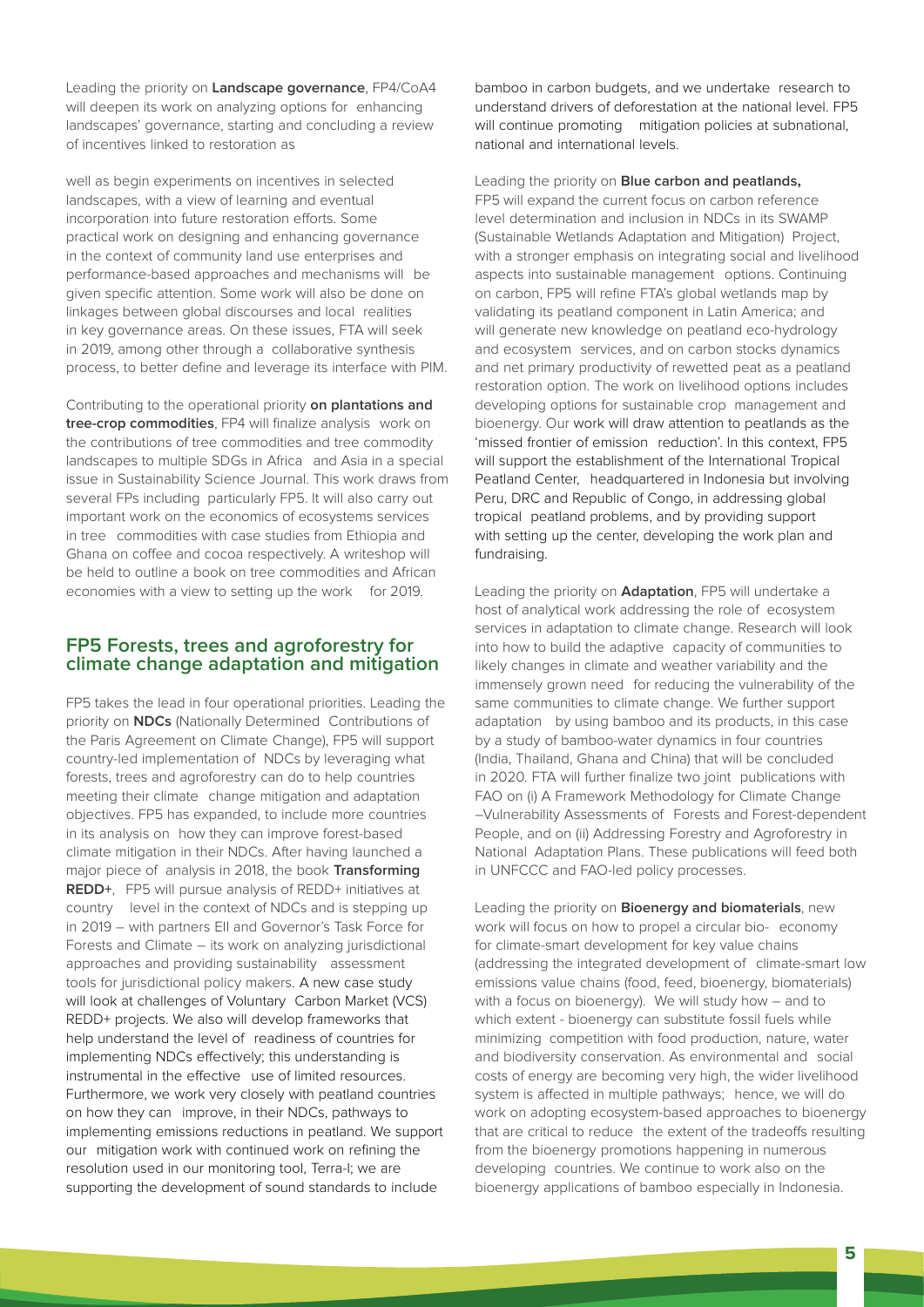Leading the priority on **Landscape governance**, FP4/CoA4 will deepen its work on analyzing options for enhancing landscapes' governance, starting and concluding a review of incentives linked to restoration as

well as begin experiments on incentives in selected landscapes, with a view of learning and eventual incorporation into future restoration efforts. Some practical work on designing and enhancing governance in the context of community land use enterprises and performance-based approaches and mechanisms will be given specific attention. Some work will also be done on linkages between global discourses and local realities in key governance areas. On these issues, FTA will seek in 2019, among other through a collaborative synthesis process, to better define and leverage its interface with PIM.

Contributing to the operational priority **on plantations and tree-crop commodities**, FP4 will finalize analysis work on the contributions of tree commodities and tree commodity landscapes to multiple SDGs in Africa and Asia in a special issue in Sustainability Science Journal. This work draws from several FPs including particularly FP5. It will also carry out important work on the economics of ecosystems services in tree commodities with case studies from Ethiopia and Ghana on coffee and cocoa respectively. A writeshop will be held to outline a book on tree commodities and African economies with a view to setting up the work for 2019.

## FP5 Forests, trees and agroforestry for climate change adaptation and mitigation

FP5 takes the lead in four operational priorities. Leading the priority on **NDCs** (Nationally Determined Contributions of the Paris Agreement on Climate Change), FP5 will support country-led implementation of NDCs by leveraging what forests, trees and agroforestry can do to help countries meeting their climate change mitigation and adaptation objectives. FP5 has expanded, to include more countries in its analysis on how they can improve forest-based climate mitigation in their NDCs. After having launched a major piece of analysis in 2018, the book **Transforming REDD+**, FP5 will pursue analysis of REDD+ initiatives at country level in the context of NDCs and is stepping up in 2019 – with partners EII and Governor's Task Force for Forests and Climate – its work on analyzing jurisdictional approaches and providing sustainability assessment tools for jurisdictional policy makers. A new case study will look at challenges of Voluntary Carbon Market (VCS) REDD+ projects. We also will develop frameworks that help understand the level of readiness of countries for implementing NDCs effectively; this understanding is instrumental in the effective use of limited resources. Furthermore, we work very closely with peatland countries on how they can improve, in their NDCs, pathways to implementing emissions reductions in peatland. We support our mitigation work with continued work on refining the resolution used in our monitoring tool, Terra-I; we are supporting the development of sound standards to include bamboo in carbon budgets, and we undertake research to understand drivers of deforestation at the national level. FP5 will continue promoting mitigation policies at subnational, national and international levels.

Leading the priority on **Blue carbon and peatlands,** FP5 will expand the current focus on carbon reference level determination and inclusion in NDCs in its SWAMP (Sustainable Wetlands Adaptation and Mitigation) Project, with a stronger emphasis on integrating social and livelihood aspects into sustainable management options. Continuing on carbon, FP5 will refine FTA's global wetlands map by validating its peatland component in Latin America; and will generate new knowledge on peatland eco-hydrology and ecosystem services, and on carbon stocks dynamics and net primary productivity of rewetted peat as a peatland restoration option. The work on livelihood options includes developing options for sustainable crop management and bioenergy. Our work will draw attention to peatlands as the 'missed frontier of emission reduction'. In this context, FP5 will support the establishment of the International Tropical Peatland Center, headquartered in Indonesia but involving Peru, DRC and Republic of Congo, in addressing global tropical peatland problems, and by providing support with setting up the center, developing the work plan and fundraising.

Leading the priority on **Adaptation**, FP5 will undertake a host of analytical work addressing the role of ecosystem services in adaptation to climate change. Research will look into how to build the adaptive capacity of communities to likely changes in climate and weather variability and the immensely grown need for reducing the vulnerability of the same communities to climate change. We further support adaptation by using bamboo and its products, in this case by a study of bamboo-water dynamics in four countries (India, Thailand, Ghana and China) that will be concluded in 2020. FTA will further finalize two joint publications with FAO on (i) A Framework Methodology for Climate Change –Vulnerability Assessments of Forests and Forest-dependent People, and on (ii) Addressing Forestry and Agroforestry in National Adaptation Plans. These publications will feed both in UNFCCC and FAO-led policy processes.

Leading the priority on **Bioenergy and biomaterials**, new work will focus on how to propel a circular bio- economy for climate-smart development for key value chains (addressing the integrated development of climate-smart low emissions value chains (food, feed, bioenergy, biomaterials) with a focus on bioenergy). We will study how – and to which extent - bioenergy can substitute fossil fuels while minimizing competition with food production, nature, water and biodiversity conservation. As environmental and social costs of energy are becoming very high, the wider livelihood system is affected in multiple pathways; hence, we will do work on adopting ecosystem-based approaches to bioenergy that are critical to reduce the extent of the tradeoffs resulting from the bioenergy promotions happening in numerous developing countries. We continue to work also on the bioenergy applications of bamboo especially in Indonesia.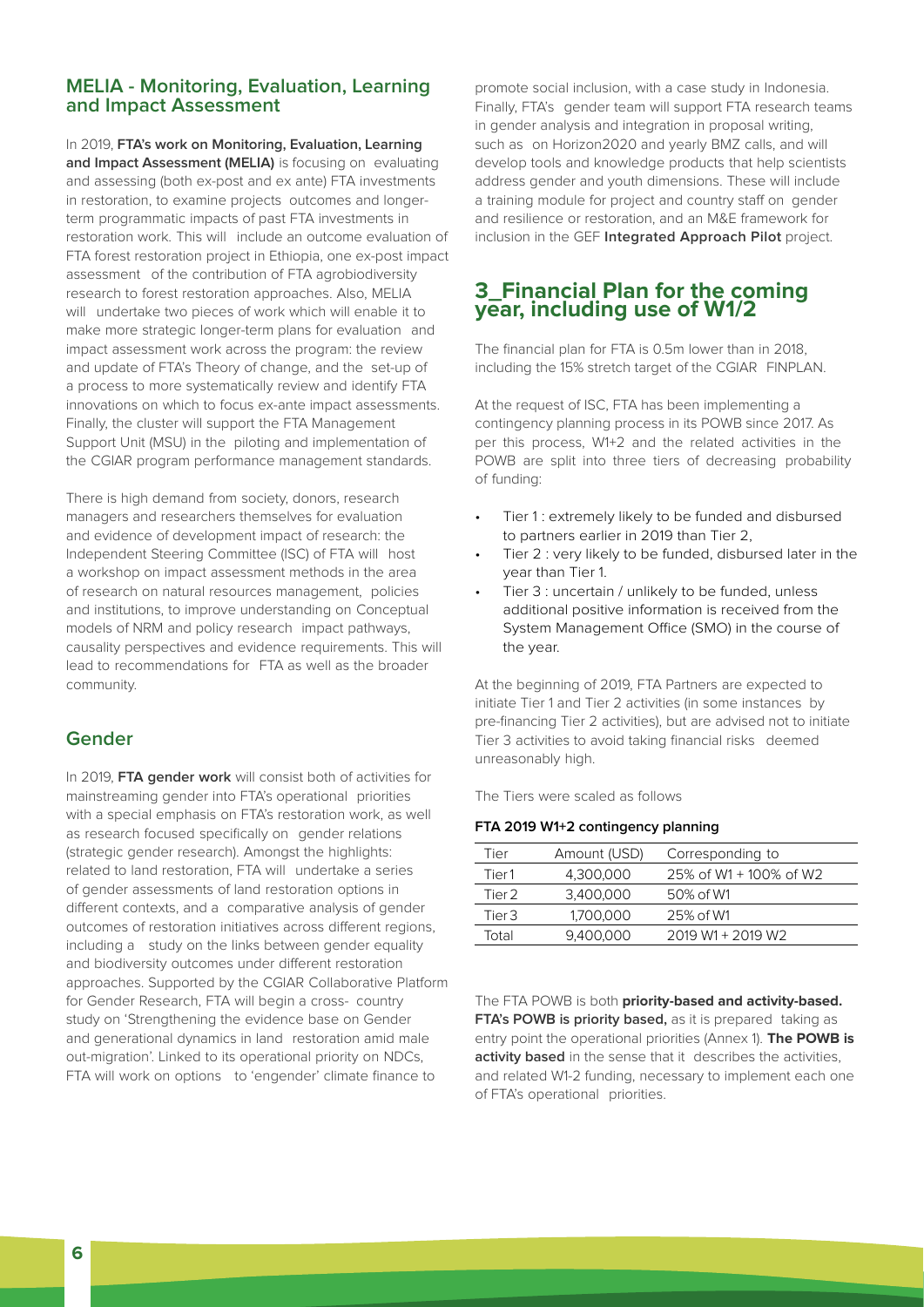## MELIA - Monitoring, Evaluation, Learning and Impact Assessment

In 2019, **FTA's work on Monitoring, Evaluation, Learning and Impact Assessment (MELIA)** is focusing on evaluating and assessing (both ex-post and ex ante) FTA investments in restoration, to examine projects outcomes and longer-term programmatic impacts of past FTA investments in restoration work. This will include an outcome evaluation of FTA forest restoration project in Ethiopia, one ex-post impact assessment of the contribution of FTA agrobiodiversity research to forest restoration approaches. Also, MELIA will undertake two pieces of work which will enable it to make more strategic longer-term plans for evaluation and impact assessment work across the program: the review and update of FTA's Theory of change, and the set-up of a process to more systematically review and identify FTA innovations on which to focus ex-ante impact assessments. Finally, the cluster will support the FTA Management Support Unit (MSU) in the piloting and implementation of the CGIAR program performance management standards.

There is high demand from society, donors, research managers and researchers themselves for evaluation and evidence of development impact of research: the Independent Steering Committee (ISC) of FTA will host a workshop on impact assessment methods in the area of research on natural resources management, policies and institutions, to improve understanding on Conceptual models of NRM and policy research impact pathways, causality perspectives and evidence requirements. This will lead to recommendations for FTA as well as the broader community.

## Gender

In 2019, **FTA gender work** will consist both of activities for mainstreaming gender into FTA's operational priorities with a special emphasis on FTA's restoration work, as well as research focused specifically on gender relations (strategic gender research). Amongst the highlights: related to land restoration, FTA will undertake a series of gender assessments of land restoration options in different contexts, and a comparative analysis of gender outcomes of restoration initiatives across different regions, including a study on the links between gender equality and biodiversity outcomes under different restoration approaches. Supported by the CGIAR Collaborative Platform for Gender Research, FTA will begin a cross- country study on 'Strengthening the evidence base on Gender and generational dynamics in land restoration amid male out-migration'. Linked to its operational priority on NDCs, FTA will work on options to 'engender' climate finance to promote social inclusion, with a case study in Indonesia. Finally, FTA's gender team will support FTA research teams in gender analysis and integration in proposal writing, such as on Horizon2020 and yearly BMZ calls, and will develop tools and knowledge products that help scientists address gender and youth dimensions. These will include a training module for project and country staff on gender and resilience or restoration, and an M&E framework for inclusion in the GEF **Integrated Approach Pilot** project.

# 3_Financial Plan for the coming year, including use of W1/2

The financial plan for FTA is 0.5m lower than in 2018, including the 15% stretch target of the CGIAR FINPLAN.

At the request of ISC, FTA has been implementing a contingency planning process in its POWB since 2017. As per this process, W1+2 and the related activities in the POWB are split into three tiers of decreasing probability of funding:

- Tier 1 : extremely likely to be funded and disbursed to partners earlier in 2019 than Tier 2,
- Tier 2 : very likely to be funded, disbursed later in the year than Tier 1.
- Tier 3 : uncertain / unlikely to be funded, unless additional positive information is received from the System Management Office (SMO) in the course of the year.

At the beginning of 2019, FTA Partners are expected to initiate Tier 1 and Tier 2 activities (in some instances by pre-financing Tier 2 activities), but are advised not to initiate Tier 3 activities to avoid taking financial risks deemed unreasonably high.

The Tiers were scaled as follows

**FTA 2019 W1+2 contingency planning**

| Tier | Amount (USD) | Corresponding to |
|---|---|---|
| Tier1 | 4,300,000 | 25% of W1 + 100% of W2 |
| Tier 2 | 3,400,000 | 50% of W1 |
| Tier 3 | 1,700,000 | 25% of W1 |
| Total | 9,400,000 | 2019 W1 + 2019 W2 |

The FTA POWB is both **priority-based and activity-based. FTA's POWB is priority based,** as it is prepared taking as entry point the operational priorities (Annex 1). **The POWB is activity based** in the sense that it describes the activities, and related W1-2 funding, necessary to implement each one of FTA's operational priorities.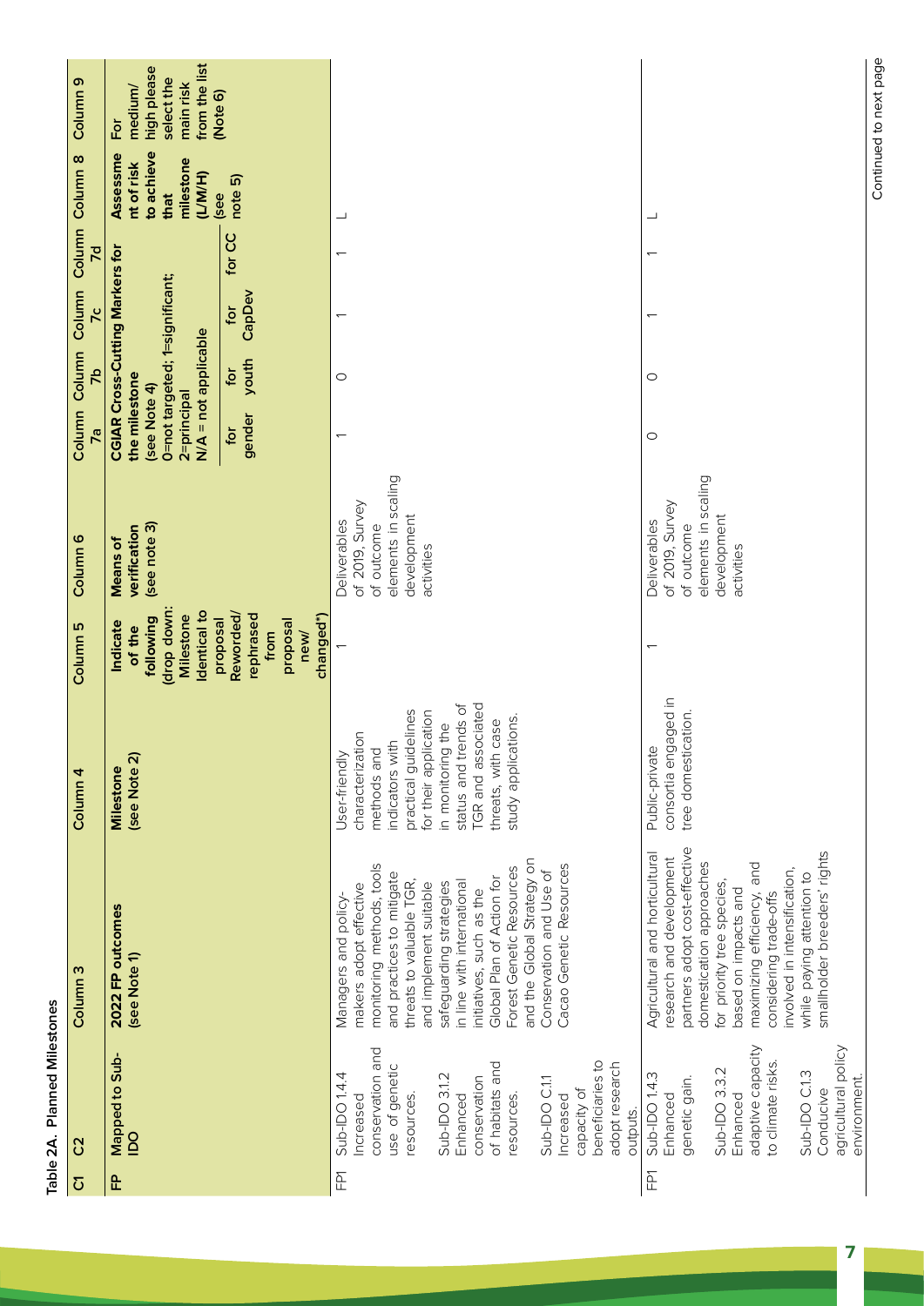**Table 2A. Planned Milestones**

| C1 | C2 | Column 3 | Column 4 | Column 5 | Column 6 | Column 7a | Column 7b | Column 7c | Column 7d | Column 8 | Column 9 |
|---|---|---|---|---|---|---|---|---|---|---|---|
| FP | Mapped to Sub-IDO | 2022 FP outcomes (see Note 1) | Milestone (see Note 2) | Indicate of the following (drop down: Milestone Identical to proposal Reworded/ rephrased from proposal new/ changed*) | Means of verification (see note 3) | CGIAR Cross-Cutting Markers for the milestone (see Note 4) 0=not targeted; 1=significant; 2=principal N/A = not applicable | | | | Assessment of risk to achieve that milestone (L/M/H) (see note 5) | For medium/ high please select the main risk from the list (Note 6) |
| | | | | | | for gender | for youth | for CapDev | for CC | | |
| FP1 | Sub-IDO 1.4.4 Increased conservation and use of genetic resources. Sub-IDO 3.1.2 Enhanced conservation of habitats and resources. Sub-IDO C.1.1 Increased capacity of beneficiaries to adopt research outputs. | Managers and policy-makers adopt effective monitoring methods, tools and practices to mitigate threats to valuable TGR, and implement suitable safeguarding strategies in line with international initiatives, such as the Global Plan of Action for Forest Genetic Resources and the Global Strategy on Conservation and Use of Cacao Genetic Resources | User-friendly characterization methods and indicators with practical guidelines for their application in monitoring the status and trends of TGR and associated threats, with case study applications. | 1 | Deliverables of 2019, Survey of outcome elements in scaling development activities | 1 | 0 | 1 | 1 | L | |
| FP1 | Sub-IDO 1.4.3 Enhanced genetic gain. Sub-IDO 3.3.2 Enhanced adaptive capacity to climate risks. Sub-IDO C.1.3 Conducive agricultural policy environment. | Agricultural and horticultural research and development partners adopt cost-effective domestication approaches for priority tree species, based on impacts and maximizing efficiency, and considering trade-offs involved in intensification, while paying attention to smallholder breeders' rights | Public-private consortia engaged in tree domestication. | 1 | Deliverables of 2019, Survey of outcome elements in scaling development activities | 0 | 0 | 1 | 1 | L | |

Continued to next page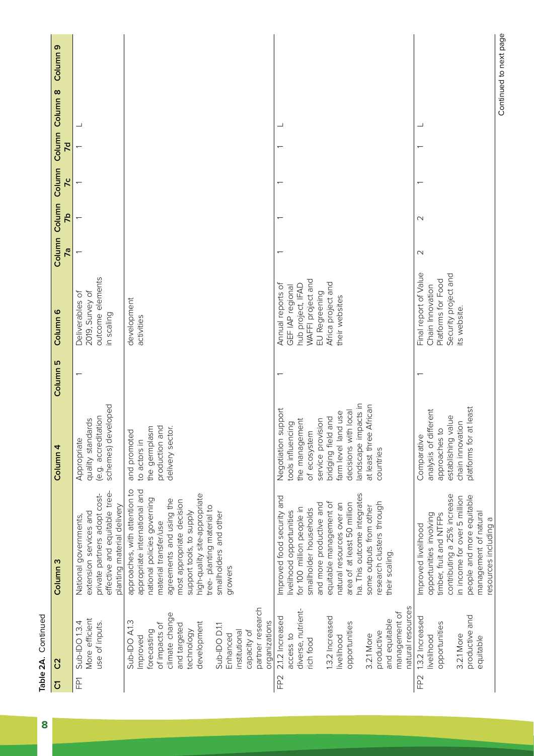Table 2A. Continued

| C1 | C2 | Column 3 | Column 4 | Column 5 | Column 6 | Column 7a | Column 7b | Column 7c | Column 7d | Column 8 | Column 9 |
|---|---|---|---|---|---|---|---|---|---|---|---|
| FP1 | Sub-IDO 1.3.4 More efficient use of inputs. | National governments, extension services and private partners adopt cost-effective and equitable tree-planting material delivery | Appropriate quality standards (e.g. accreditation schemes) developed | 1 | Deliverables of 2019, Survey of outcome elements in scaling | 1 | 1 | 1 | 1 | L | |
| | Sub-IDO A.1.3 Improved forecasting of impacts of climate change and targeted technology development<br><br>Sub-IDO D.1.1 Enhanced institutional capacity of partner research organizations | approaches, with attention to appropriate international and national policies governing material transfer/use agreements and using the most appropriate decision support tools, to supply high-quality site-appropriate tree- planting material to smallholders and other growers | and promoted to actors in the germplasm production and delivery sector. | | development activities | | | | | | |
| FP2 | 2.1.2 Increased access to diverse, nutrient-rich food<br><br>1.3.2 Increased livelihood opportunities<br><br>3.2.1 More productive and equitable management of natural resources | Improved food security and livelihood opportunities for 100 million people in smallholder households and more productive and equitable management of natural resources over an area of at least 50 million ha. This outcome integrates some outputs from other research clusters through their scaling. | Negotiation support tools influencing the management of ecosystem service provision bridging field and farm level land use decisions with local landscape impacts in at least three African countries | 1 | Annual reports of GEF IAP regional hub project, IFAD WAFFI project and EU Regreening Africa project and their websites | 1 | 1 | 1 | 1 | L | |
| FP2 | 1.3.2 Increased livelihood opportunities<br><br>3.2.1 More productive and equitable | Improved livelihood opportunities involving timber, fruit and NTFPs contributing a 25% increase in income for over 5 million people and more equitable management of natural resources including a | Comparative analysis of different approaches to establishing value chain innovation platforms for at least | 1 | Final report of Value Chain Innovation Platforms for Food Security project and its website. | 2 | 2 | 1 | 1 | L | |

Continued to next page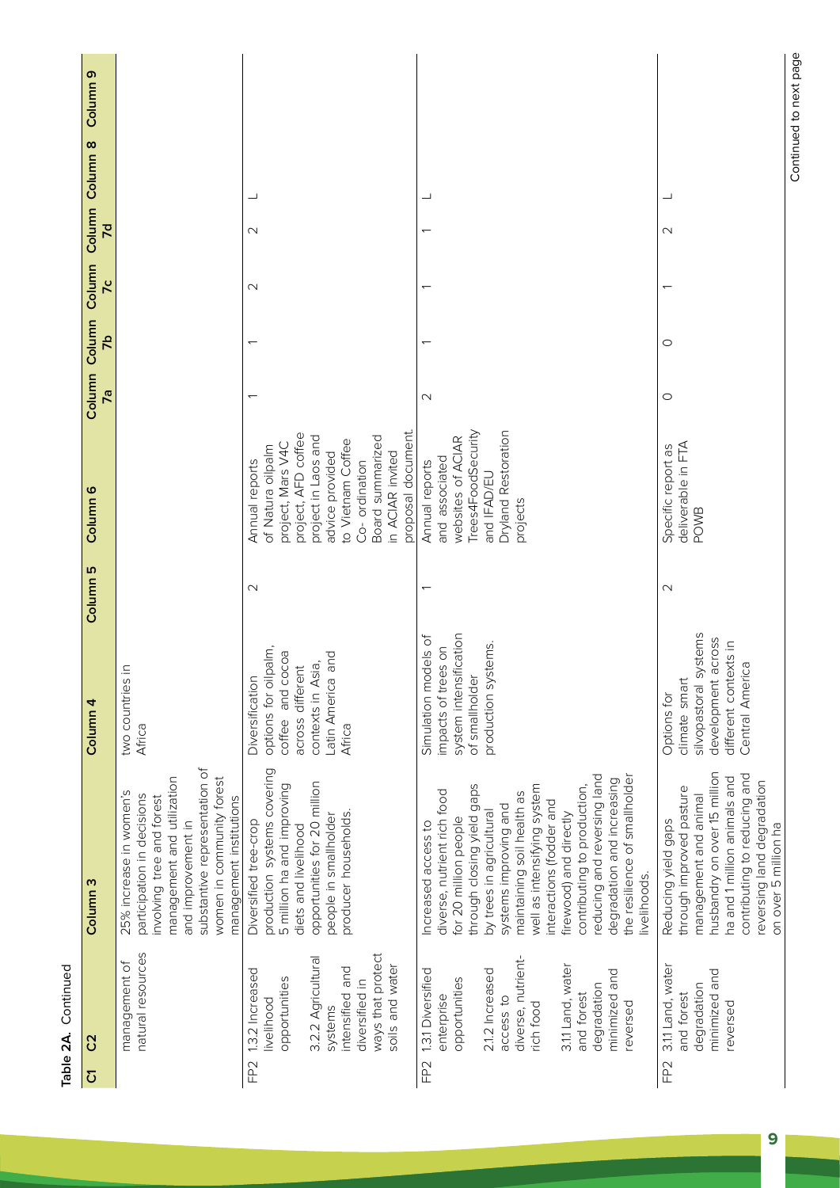Table 2A. Continued

| C1 | C2 | Column 3 | Column 4 | Column 5 | Column 6 | Column 7a | Column 7b | Column 7c | Column 7d | Column 8 | Column 9 |
|---|---|---|---|---|---|---|---|---|---|---|---|
| | management of natural resources | 25% increase in women's participation in decisions involving tree and forest management and utilization and improvement in substantive representation of women in community forest management institutions | two countries in Africa | | | | | | | | |
| FP2 | 1.3.2 Increased livelihood opportunities<br>3.2.2 Agricultural systems intensified and diversified in ways that protect soils and water | Diversified tree-crop production systems covering 5 million ha and improving diets and livelihood opportunities for 20 million people in smallholder producer households. | Diversification options for oilpalm, coffee and cocoa across different contexts in Asia, Latin America and Africa | 2 | Annual reports of Natura oilpalm project, Mars V4C project, AFD coffee project in Laos and advice provided to Vietnam Coffee Co- ordination Board summarized in ACIAR invited proposal document. | 1 | 1 | 2 | 2 | L | |
| FP2 | 1.3.1 Diversified enterprise opportunities<br>2.1.2 Increased access to diverse, nutrient-rich food<br>3.1.1 Land, water and forest degradation minimized and reversed | Increased access to diverse, nutrient rich food for 20 million people through closing yield gaps by trees in agricultural systems improving and maintaining soil health as well as intensifying system interactions (fodder and firewood) and directly contributing to production, reducing and reversing land degradation and increasing the resilience of smallholder livelihoods. | Simulation models of impacts of trees on system intensification of smallholder production systems. | 1 | Annual reports and associated websites of ACIAR Trees4FoodSecurity and IFAD/EU Dryland Restoration projects | 2 | 1 | 1 | 1 | L | |
| FP2 | 3.1.1 Land, water and forest degradation minimized and reversed | Reducing yield gaps through improved pasture management and animal husbandry on over 15 million ha and 1 million animals and contributing to reducing and reversing land degradation on over 5 million ha | Options for climate smart silvopastoral systems development across different contexts in Central America | 2 | Specific report as deliverable in FTA POWB | 0 | 0 | 1 | 2 | L | |

Continued to next page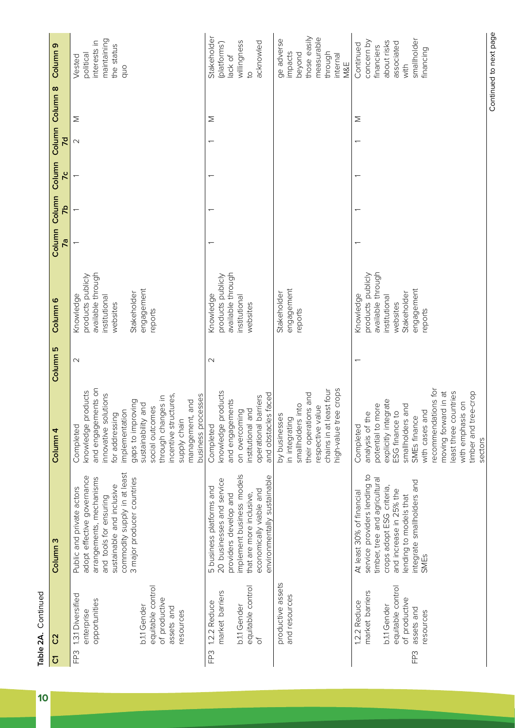**Table 2A.** Continued

| C1 | C2 | Column 3 | Column 4 | Column 5 | Column 6 | Column 7a | Column 7b | Column 7c | Column 7d | Column 8 | Column 9 |
|---|---|---|---|---|---|---|---|---|---|---|---|
| FP3 | 1.3.1 Diversified enterprise opportunities<br><br>b.1.1 Gender equitable control of productive assets and resources | Public and private actors adopt effective governance arrangements, mechanisms and tools for ensuring sustainable and inclusive commodity supply in at least 3 major producer countries | Completed knowledge products and engagements on innovative solutions for addressing implementation gaps to improving sustainability and social outcomes through changes in incentive structures, supply chain management, and business processes | 2 | Knowledge products publicly available through institutional websites<br><br>Stakeholder engagement reports | 1 | 1 | 1 | 2 | M | Vested political interests in maintaining the status quo |
| FP3 | 1.2.2 Reduce market barriers<br><br>b.1.1 Gender equitable control of productive assets and resources | 5 business platforms and 20 businesses and service providers develop and implement business models that are more inclusive, economically viable and environmentally sustainable | Completed knowledge products and engagements on overcoming institutional and operational barriers and obstacles faced by businesses in integrating smallholders into their operations and respective value chains in at least four high-value tree crops | 2 | Knowledge products publicly available through institutional websites<br><br>Stakeholder engagement reports | 1 | 1 | 1 | 1 | M | Stakeholder (platforms') lack of willingness to acknowled ge adverse impacts beyond those easily measurable through internal M&E |
| FP3 | 1.2.2 Reduce market barriers<br><br>b.1.1 Gender equitable control of productive assets and resources | At least 30% of financial service providers lending to timber, tree and agricultural crops adopt ESG criteria, and increase in 25% the lending to models that integrate smallholders and SMEs | Completed analysis of the potential to more explicitly integrate ESG finance to smallholders and SMEs finance with cases and recommendations for moving forward in at least three countries with emphasis on timber and tree-crop sectors | 1 | Knowledge products publicly available through institutional websites<br>Stakeholder engagement reports | 1 | 1 | 1 | 1 | M | Continued concern by financiers about risks associated with smallholder financing |

Continued to next page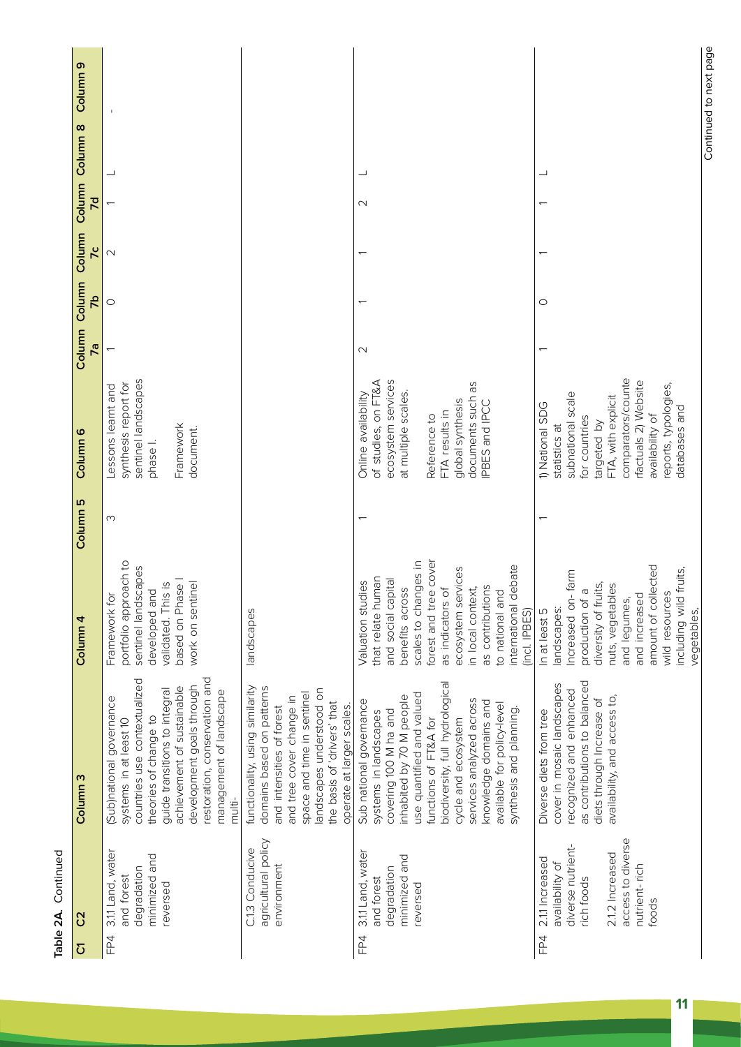**Table 2A.** Continued

| C1 | C2 | Column 3 | Column 4 | Column 5 | Column 6 | Column 7a | Column 7b | Column 7c | Column 7d | Column 8 | Column 9 |
|---|---|---|---|---|---|---|---|---|---|---|---|
| FP4 | 3.1.1 Land, water and forest degradation minimized and reversed | (Sub)national governance systems in at least 10 countries use contextualized theories of change to guide transitions to integral achievement of sustainable development goals through restoration, conservation and management of landscape multi- | Framework for portfolio approach to sentinel landscapes developed and validated. This is based on Phase I work on sentinel | 3 | Lessons learnt and synthesis report for sentinel landscapes phase I. Framework document. | 1 | 0 | 2 | 1 | L | - |
| | C1.3 Conducive agricultural policy environment | functionality, using similarity domains based on patterns and intensities of forest and tree cover change in space and time in sentinel landscapes understood on the basis of 'drivers' that operate at larger scales. | landscapes | | | | | | | | |
| FP4 | 3.1.1 Land, water and forest degradation minimized and reversed | Sub national governance systems in landscapes covering 100 M ha and inhabited by 70 M people use quantified and valued functions of FT&A for biodiversity, full hydrological cycle and ecosystem services analyzed across knowledge domains and available for policy-level synthesis and planning. | Valuation studies that relate human and social capital benefits across scales to changes in forest and tree cover as indicators of ecosystem services in local context, as contributions to national and international debate (incl. IPBES) | 1 | Online availability of studies, on FT&A ecosystem services at multiple scales. Reference to FTA results in global synthesis documents such as IPBES and IPCC | 2 | 1 | 1 | 2 | L | |
| FP4 | 2.1.1 Increased availability of diverse nutrient-rich foods<br><br>2.1.2 Increased access to diverse nutrient-rich foods | Diverse diets from tree cover in mosaic landscapes recognized and enhanced as contributions to balanced diets through Increase of availability, and access to, | In at least 5 landscapes: Increased on-farm production of a diversity of fruits, nuts, vegetables and legumes, and increased amount of collected wild resources including wild fruits, vegetables, | 1 | 1) National SDG statistics at subnational scale for countries targeted by FTA, with explicit comparators/counterfactuals 2) Website availability of reports, typologies, databases and | 1 | 0 | 1 | 1 | L | |

Continued to next page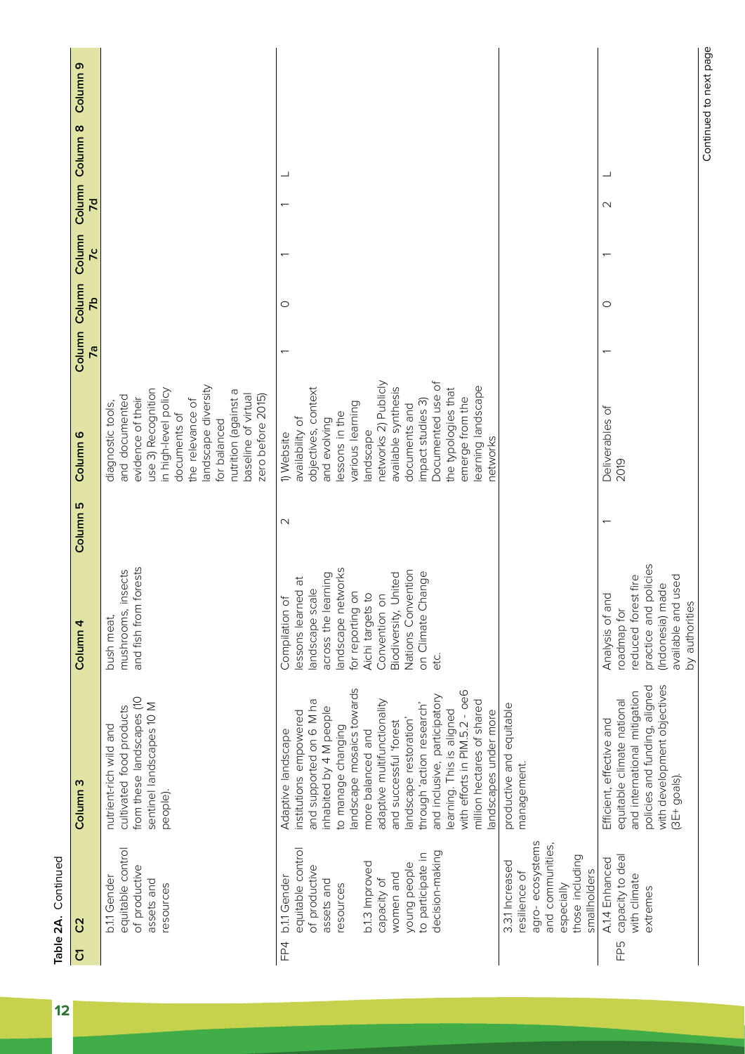**Table 2A.** Continued

| C1 | C2 | Column 3 | Column 4 | Column 5 | Column 6 | Column 7a | Column 7b | Column 7c | Column 7d | Column 8 | Column 9 |
|---|---|---|---|---|---|---|---|---|---|---|---|
| | b.1.1 Gender equitable control of productive assets and resources | nutrient-rich wild and cultivated food products from these landscapes (10 sentinel landscapes 10 M people). | bush meat, mushrooms, insects and fish from forests | | diagnostic tools, and documented evidence of their use 3) Recognition in high-level policy documents of the relevance of landscape diversity for balanced nutrition (against a baseline of virtual zero before 2015) | | | | | | |
| FP4 | b.1.1 Gender equitable control of productive assets and resources<br><br>b.1.3 Improved capacity of women and young people to participate in decision-making | Adaptive landscape institutions empowered and supported on 6 M ha inhabited by 4 M people to manage changing landscape mosaics towards more balanced and adaptive multifunctionality and successful 'forest landscape restoration' through 'action research' and inclusive, participatory learning. This is aligned with efforts in PIM.5.2 - oe6 million hectares of shared landscapes under more | Compilation of lessons learned at landscape scale across the learning landscape networks for reporting on Aichi targets to Convention on Biodiversity, United Nations Convention on Climate Change etc. | 2 | 1) Website availability of objectives, context and evolving lessons in the various learning landscape networks 2) Publicly available synthesis documents and impact studies 3) Documented use of the typologies that emerge from the learning landscape networks | 1 | 0 | 1 | 1 | L | |
| | 3.3.1 Increased resilience of agro- ecosystems and communities, especially those including smallholders | productive and equitable management. | | | | | | | | | |
| FP5 | A.1.4 Enhanced capacity to deal with climate extremes | Efficient, effective and equitable climate national and international mitigation policies and funding, aligned with development objectives (3E+ goals). | Analysis of and roadmap for reduced forest fire practice and policies (Indonesia) made available and used by authorities | 1 | Deliverables of 2019 | 1 | 0 | 1 | 2 | L | |

Continued to next page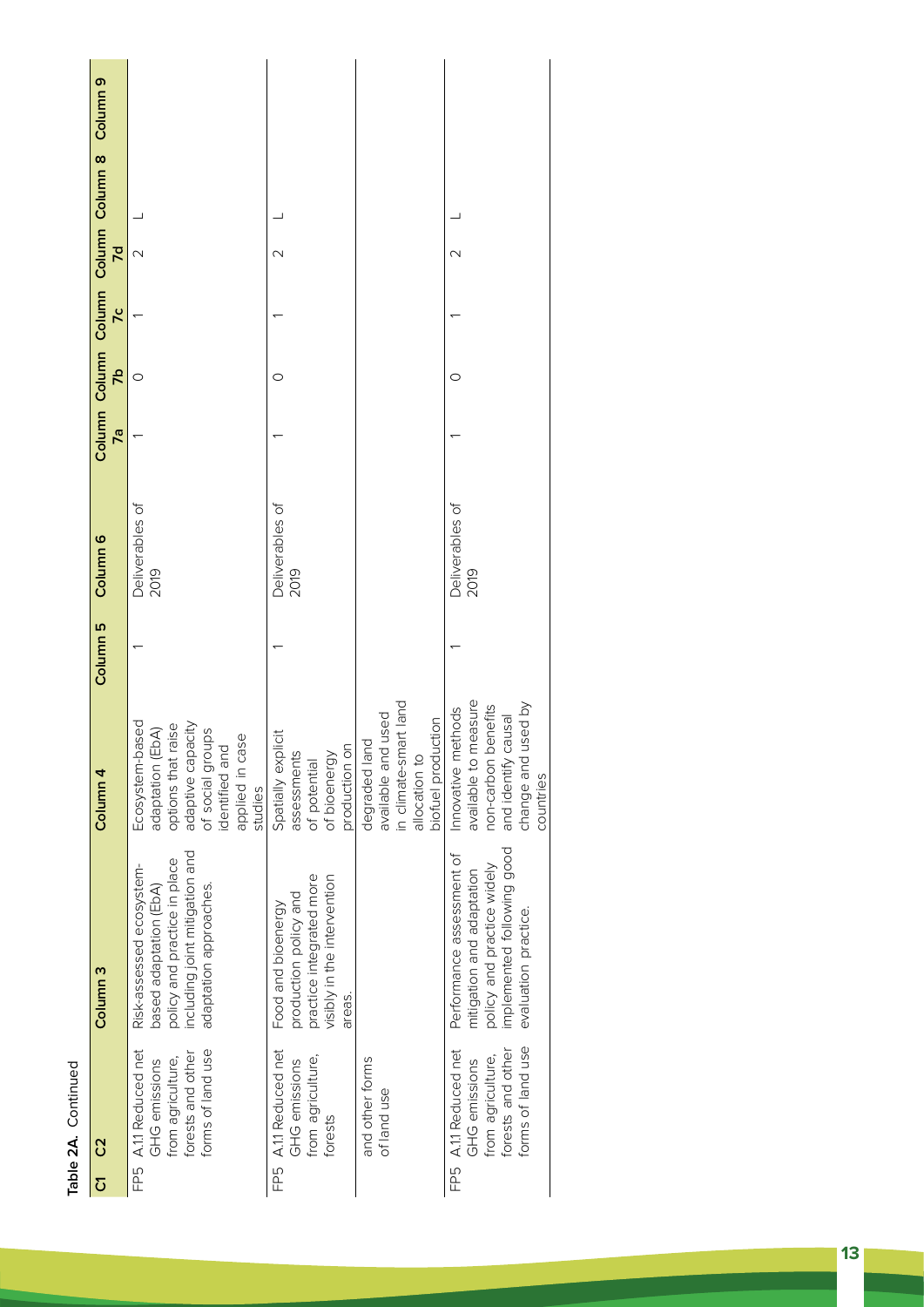**Table 2A.** Continued

| C1 | C2 | Column 3 | Column 4 | Column 5 | Column 6 | Column 7a | Column 7b | Column 7c | Column 7d | Column 8 | Column 9 |
|---|---|---|---|---|---|---|---|---|---|---|---|
| FP5 | A1.1 Reduced net GHG emissions from agriculture, forests and other forms of land use | Risk-assessed ecosystem-based adaptation (EbA) policy and practice in place including joint mitigation and adaptation approaches. | Ecosystem-based adaptation (EbA) options that raise adaptive capacity of social groups identified and applied in case studies | 1 | Deliverables of 2019 | 1 | 0 | 1 | 2 | L | |
| FP5 | A1.1 Reduced net GHG emissions from agriculture, forests and other forms of land use | Food and bioenergy production policy and practice integrated more visibly in the intervention areas. | Spatially explicit assessments of potential of bioenergy production on degraded land available and used in climate-smart land allocation to biofuel production | 1 | Deliverables of 2019 | 1 | 0 | 1 | 2 | L | |
| FP5 | A1.1 Reduced net GHG emissions from agriculture, forests and other forms of land use | Performance assessment of mitigation and adaptation policy and practice widely implemented following good evaluation practice. | Innovative methods available to measure non-carbon benefits and identify causal change and used by countries | 1 | Deliverables of 2019 | 1 | 0 | 1 | 2 | L | |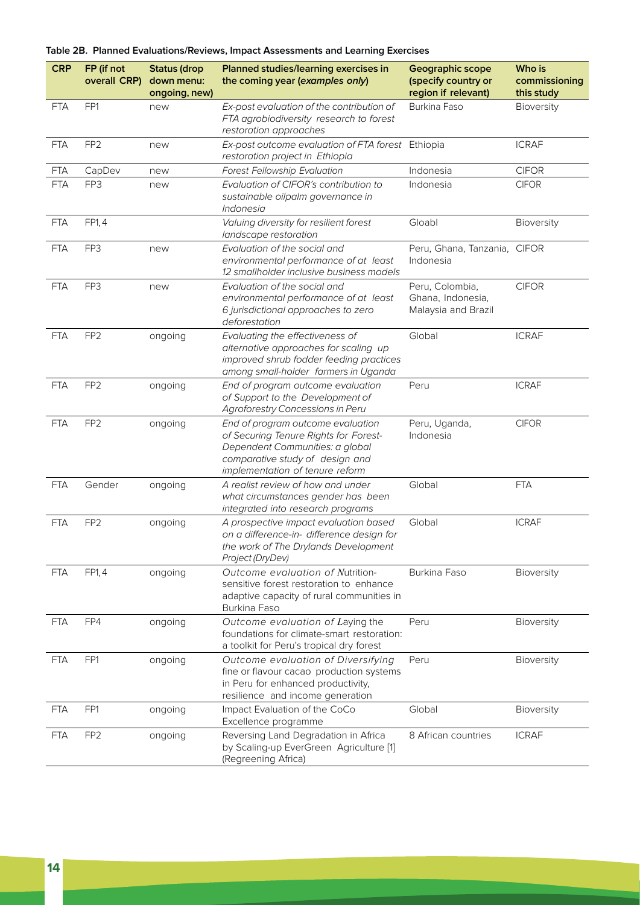**Table 2B. Planned Evaluations/Reviews, Impact Assessments and Learning Exercises**

| CRP | FP (if not overall CRP) | Status (drop down menu: ongoing, new) | Planned studies/learning exercises in the coming year (*examples only*) | Geographic scope (specify country or region if relevant) | Who is commissioning this study |
|---|---|---|---|---|---|
| FTA | FP1 | new | *Ex-post evaluation of the contribution of FTA agrobiodiversity research to forest restoration approaches* | Burkina Faso | Bioversity |
| FTA | FP2 | new | *Ex-post outcome evaluation of FTA forest restoration project in Ethiopia* | Ethiopia | ICRAF |
| FTA | CapDev | new | *Forest Fellowship Evaluation* | Indonesia | CIFOR |
| FTA | FP3 | new | *Evaluation of CIFOR's contribution to sustainable oilpalm governance in Indonesia* | Indonesia | CIFOR |
| FTA | FP1, 4 | | *Valuing diversity for resilient forest landscape restoration* | Gloabl | Bioversity |
| FTA | FP3 | new | *Evaluation of the social and environmental performance of at least 12 smallholder inclusive business models* | Peru, Ghana, Tanzania, Indonesia | CIFOR |
| FTA | FP3 | new | *Evaluation of the social and environmental performance of at least 6 jurisdictional approaches to zero deforestation* | Peru, Colombia, Ghana, Indonesia, Malaysia and Brazil | CIFOR |
| FTA | FP2 | ongoing | *Evaluating the effectiveness of alternative approaches for scaling up improved shrub fodder feeding practices among small-holder farmers in Uganda* | Global | ICRAF |
| FTA | FP2 | ongoing | *End of program outcome evaluation of Support to the Development of Agroforestry Concessions in Peru* | Peru | ICRAF |
| FTA | FP2 | ongoing | *End of program outcome evaluation of Securing Tenure Rights for Forest-Dependent Communities: a global comparative study of design and implementation of tenure reform* | Peru, Uganda, Indonesia | CIFOR |
| FTA | Gender | ongoing | *A realist review of how and under what circumstances gender has been integrated into research programs* | Global | FTA |
| FTA | FP2 | ongoing | *A prospective impact evaluation based on a difference-in- difference design for the work of The Drylands Development Project (DryDev)* | Global | ICRAF |
| FTA | FP1, 4 | ongoing | *Outcome evaluation of N*utrition-sensitive forest restoration to enhance adaptive capacity of rural communities in Burkina Faso | Burkina Faso | Bioversity |
| FTA | FP4 | ongoing | *Outcome evaluation of L*aying the foundations for climate-smart restoration: a toolkit for Peru's tropical dry forest | Peru | Bioversity |
| FTA | FP1 | ongoing | *Outcome evaluation of Diversifying* fine or flavour cacao production systems in Peru for enhanced productivity, resilience and income generation | Peru | Bioversity |
| FTA | FP1 | ongoing | Impact Evaluation of the CoCo Excellence programme | Global | Bioversity |
| FTA | FP2 | ongoing | Reversing Land Degradation in Africa by Scaling-up EverGreen Agriculture [1] (Regreening Africa) | 8 African countries | ICRAF |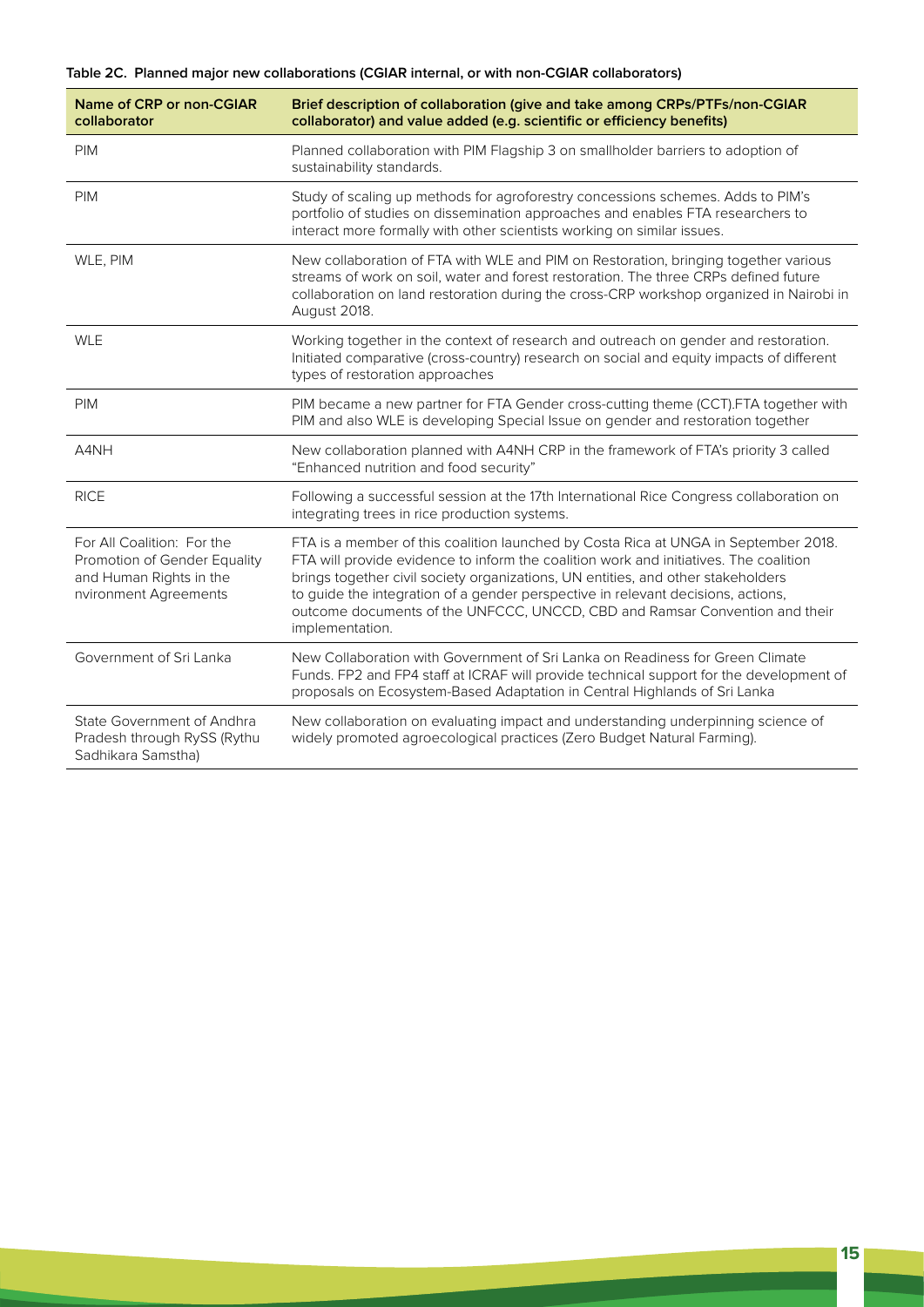**Table 2C. Planned major new collaborations (CGIAR internal, or with non-CGIAR collaborators)**

| Name of CRP or non-CGIAR collaborator | Brief description of collaboration (give and take among CRPs/PTFs/non-CGIAR collaborator) and value added (e.g. scientific or efficiency benefits) |
|---|---|
| PIM | Planned collaboration with PIM Flagship 3 on smallholder barriers to adoption of sustainability standards. |
| PIM | Study of scaling up methods for agroforestry concessions schemes. Adds to PIM's portfolio of studies on dissemination approaches and enables FTA researchers to interact more formally with other scientists working on similar issues. |
| WLE, PIM | New collaboration of FTA with WLE and PIM on Restoration, bringing together various streams of work on soil, water and forest restoration. The three CRPs defined future collaboration on land restoration during the cross-CRP workshop organized in Nairobi in August 2018. |
| WLE | Working together in the context of research and outreach on gender and restoration. Initiated comparative (cross-country) research on social and equity impacts of different types of restoration approaches |
| PIM | PIM became a new partner for FTA Gender cross-cutting theme (CCT).FTA together with PIM and also WLE is developing Special Issue on gender and restoration together |
| A4NH | New collaboration planned with A4NH CRP in the framework of FTA's priority 3 called "Enhanced nutrition and food security" |
| RICE | Following a successful session at the 17th International Rice Congress collaboration on integrating trees in rice production systems. |
| For All Coalition: For the Promotion of Gender Equality and Human Rights in the nvironment Agreements | FTA is a member of this coalition launched by Costa Rica at UNGA in September 2018. FTA will provide evidence to inform the coalition work and initiatives. The coalition brings together civil society organizations, UN entities, and other stakeholders to guide the integration of a gender perspective in relevant decisions, actions, outcome documents of the UNFCCC, UNCCD, CBD and Ramsar Convention and their implementation. |
| Government of Sri Lanka | New Collaboration with Government of Sri Lanka on Readiness for Green Climate Funds. FP2 and FP4 staff at ICRAF will provide technical support for the development of proposals on Ecosystem-Based Adaptation in Central Highlands of Sri Lanka |
| State Government of Andhra Pradesh through RySS (Rythu Sadhikara Samstha) | New collaboration on evaluating impact and understanding underpinning science of widely promoted agroecological practices (Zero Budget Natural Farming). |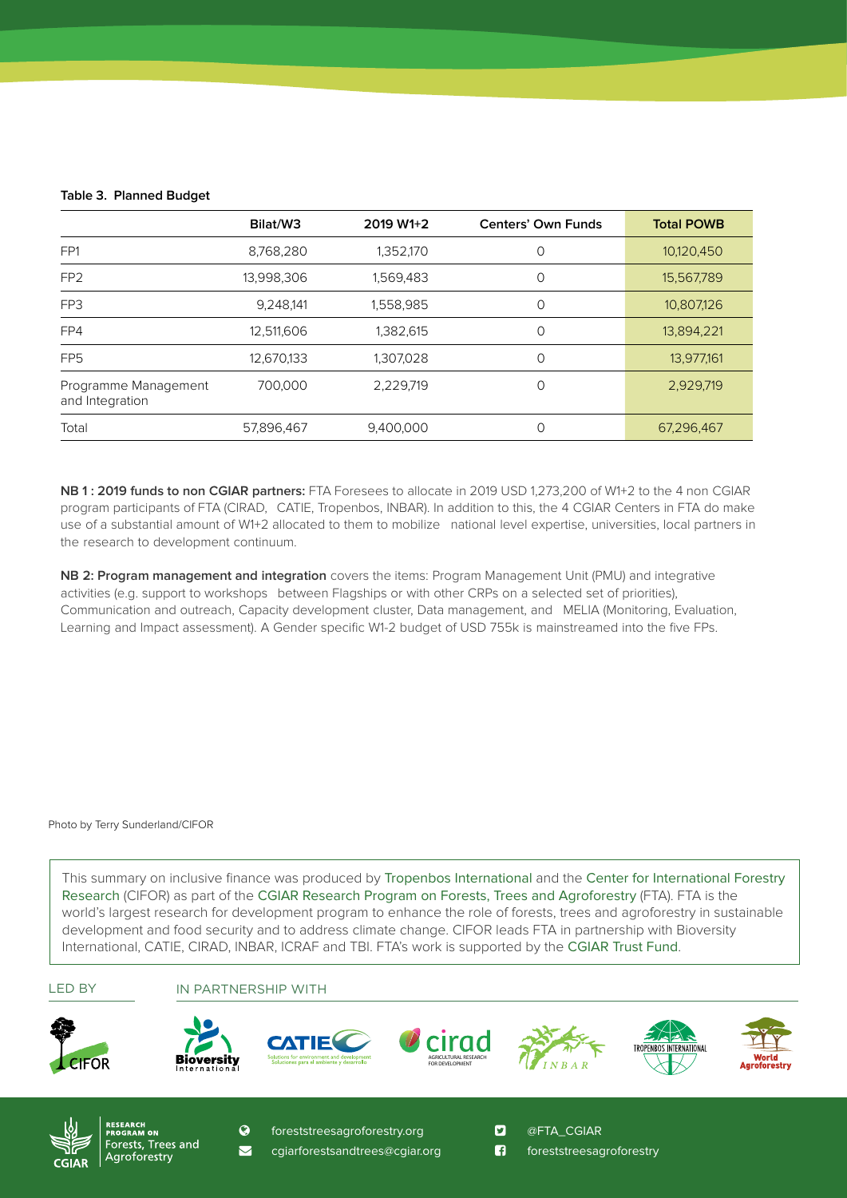**Table 3. Planned Budget**

| | Bilat/W3 | 2019 W1+2 | Centers' Own Funds | Total POWB |
|---|---|---|---|---|
| FP1 | 8,768,280 | 1,352,170 | 0 | 10,120,450 |
| FP2 | 13,998,306 | 1,569,483 | 0 | 15,567,789 |
| FP3 | 9,248,141 | 1,558,985 | 0 | 10,807,126 |
| FP4 | 12,511,606 | 1,382,615 | 0 | 13,894,221 |
| FP5 | 12,670,133 | 1,307,028 | 0 | 13,977,161 |
| Programme Management and Integration | 700,000 | 2,229,719 | 0 | 2,929,719 |
| Total | 57,896,467 | 9,400,000 | 0 | 67,296,467 |

**NB 1 : 2019 funds to non CGIAR partners:** FTA Foresees to allocate in 2019 USD 1,273,200 of W1+2 to the 4 non CGIAR program participants of FTA (CIRAD, CATIE, Tropenbos, INBAR). In addition to this, the 4 CGIAR Centers in FTA do make use of a substantial amount of W1+2 allocated to them to mobilize national level expertise, universities, local partners in the research to development continuum.

**NB 2: Program management and integration** covers the items: Program Management Unit (PMU) and integrative activities (e.g. support to workshops between Flagships or with other CRPs on a selected set of priorities), Communication and outreach, Capacity development cluster, Data management, and MELIA (Monitoring, Evaluation, Learning and Impact assessment). A Gender specific W1-2 budget of USD 755k is mainstreamed into the five FPs.

Photo by Terry Sunderland/CIFOR

This summary on inclusive finance was produced by Tropenbos International and the Center for International Forestry Research (CIFOR) as part of the CGIAR Research Program on Forests, Trees and Agroforestry (FTA). FTA is the world's largest research for development program to enhance the role of forests, trees and agroforestry in sustainable development and food security and to address climate change. CIFOR leads FTA in partnership with Bioversity International, CATIE, CIRAD, INBAR, ICRAF and TBI. FTA's work is supported by the CGIAR Trust Fund.

LED BY

IN PARTNERSHIP WITH

RESEARCH PROGRAM ON Forests, Trees and Agroforestry

foreststreesagroforestry.org

cgiarforestsandtrees@cgiar.org

@FTA_CGIAR

foreststreesagroforestry